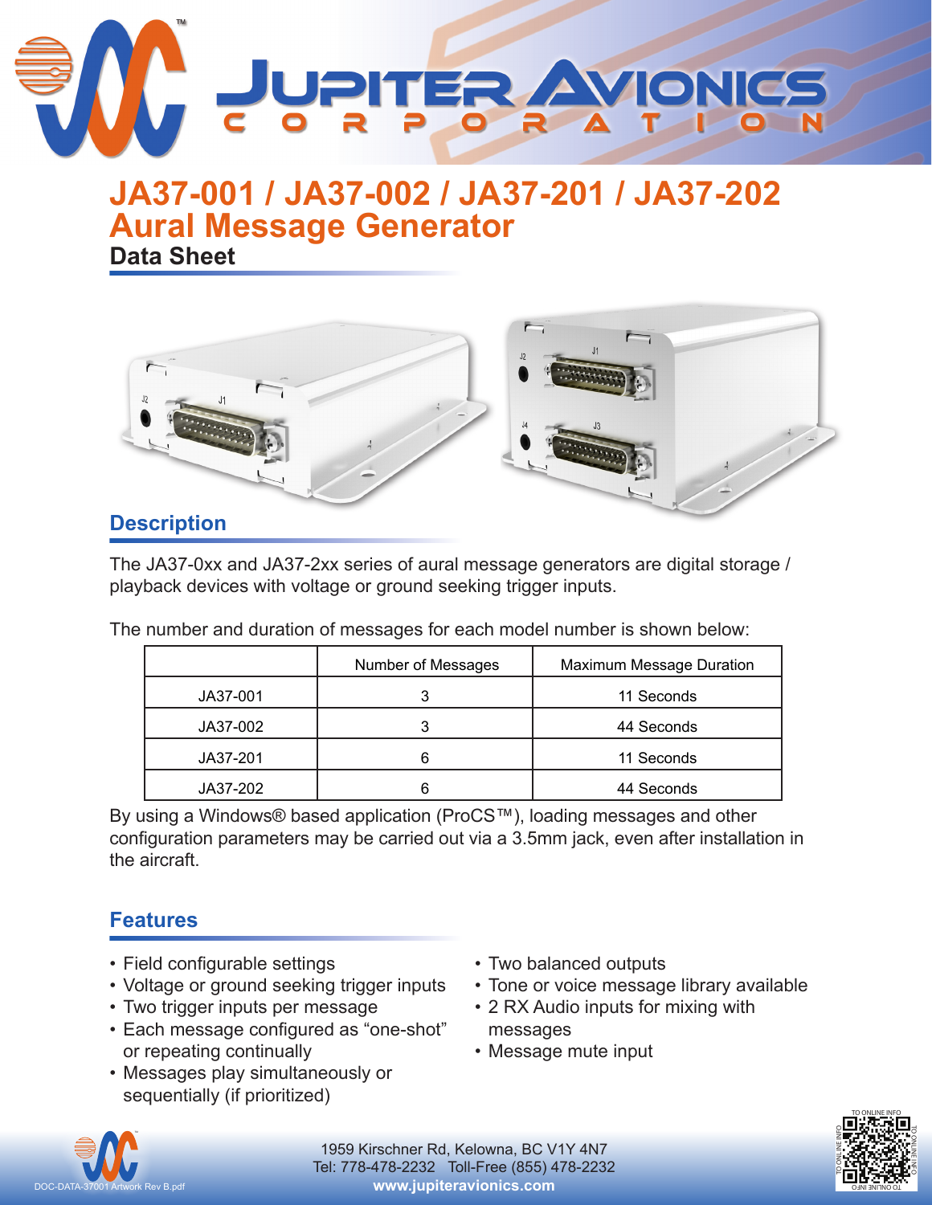# JA37-001 / JA37-002 / JA37-201 / JA37-202 Aural Message Generator

**Data Sheet**

## Description

The JA37-0xx and JA37-2xx series of aural message generators are digital storage / playback devices with voltage or ground seeking trigger inputs.

The number and duration of messages for each model number is shown below:

| | Number of Messages | Maximum Message Duration |
|---|---|---|
| JA37-001 | 3 | 11 Seconds |
| JA37-002 | 3 | 44 Seconds |
| JA37-201 | 6 | 11 Seconds |
| JA37-202 | 6 | 44 Seconds |

By using a Windows® based application (ProCS™), loading messages and other configuration parameters may be carried out via a 3.5mm jack, even after installation in the aircraft.

## Features

- Field configurable settings
- Voltage or ground seeking trigger inputs
- Two trigger inputs per message
- Each message configured as "one-shot" or repeating continually
- Messages play simultaneously or sequentially (if prioritized)
- Two balanced outputs
- Tone or voice message library available
- 2 RX Audio inputs for mixing with messages
- Message mute input

1959 Kirschner Rd, Kelowna, BC V1Y 4N7
Tel: 778-478-2232 Toll-Free (855) 478-2232
**www.jupiteravionics.com**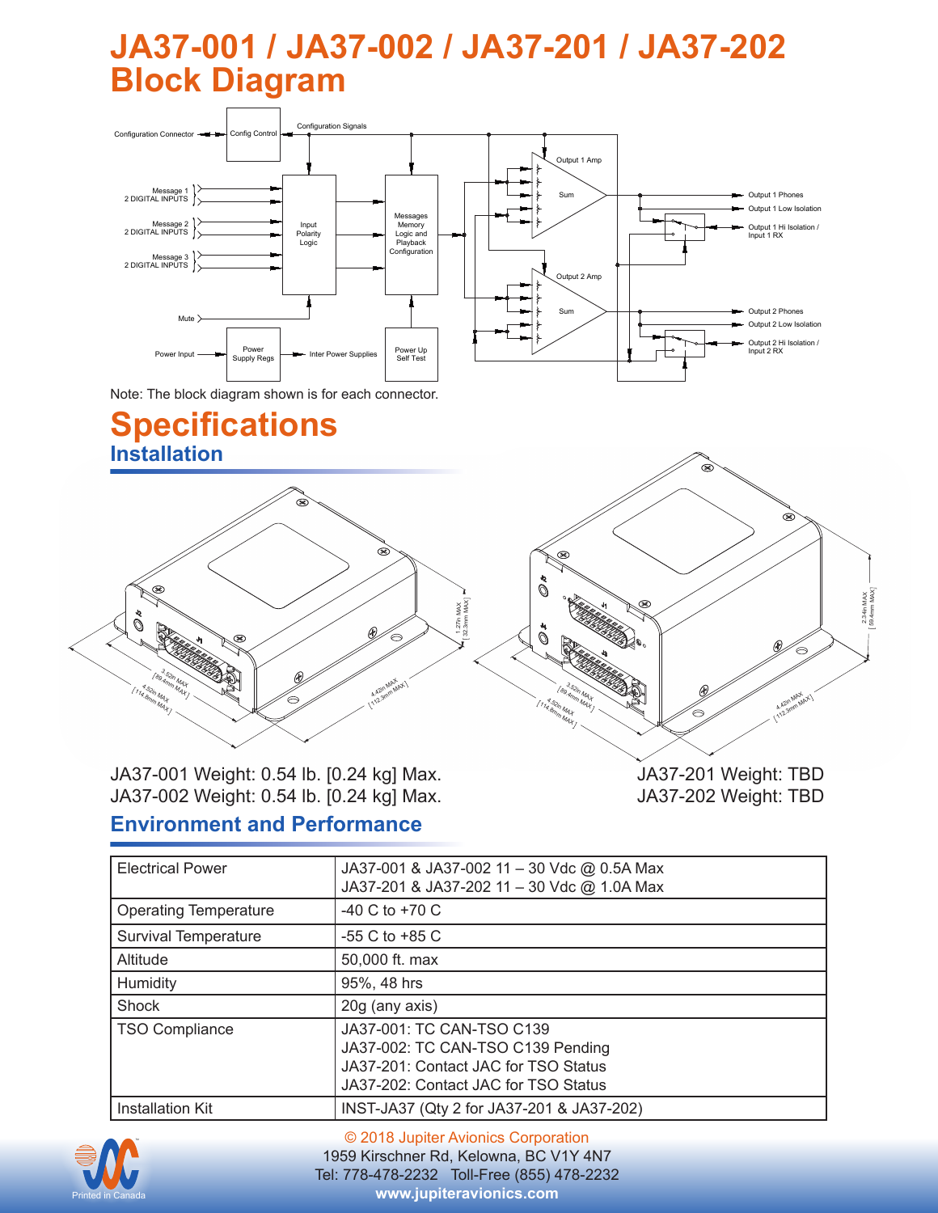# JA37-001 / JA37-002 / JA37-201 / JA37-202 Block Diagram

Configuration Connector

Config Control

Configuration Signals

Message 1
2 DIGITAL INPUTS

Message 2
2 DIGITAL INPUTS

Message 3
2 DIGITAL INPUTS

Input Polarity Logic

Messages Memory Logic and Playback Configuration

Output 1 Amp

Sum

Output 2 Amp

Sum

Output 1 Phones

Output 1 Low Isolation

Output 1 Hi Isolation / Input 1 RX

Output 2 Phones

Output 2 Low Isolation

Output 2 Hi Isolation / Input 2 RX

Mute

Power Input

Power Supply Regs

Inter Power Supplies

Power Up Self Test

Note: The block diagram shown is for each connector.

# Specifications

## Installation

1.27in MAX [32.3mm MAX]

3.52in MAX [89.4mm MAX]

4.52in MAX [114.8mm MAX]

4.42in MAX [112.3mm MAX]

2.34in MAX [59.4mm MAX]

3.52in MAX [89.4mm MAX]

4.52in MAX [114.8mm MAX]

4.42in MAX [112.3mm MAX]

JA37-001 Weight: 0.54 lb. [0.24 kg] Max.
JA37-002 Weight: 0.54 lb. [0.24 kg] Max.

JA37-201 Weight: TBD
JA37-202 Weight: TBD

## Environment and Performance

| | |
|---|---|
| Electrical Power | JA37-001 & JA37-002 11 – 30 Vdc @ 0.5A Max<br>JA37-201 & JA37-202 11 – 30 Vdc @ 1.0A Max |
| Operating Temperature | -40 C to +70 C |
| Survival Temperature | -55 C to +85 C |
| Altitude | 50,000 ft. max |
| Humidity | 95%, 48 hrs |
| Shock | 20g (any axis) |
| TSO Compliance | JA37-001: TC CAN-TSO C139<br>JA37-002: TC CAN-TSO C139 Pending<br>JA37-201: Contact JAC for TSO Status<br>JA37-202: Contact JAC for TSO Status |
| Installation Kit | INST-JA37 (Qty 2 for JA37-201 & JA37-202) |

© 2018 Jupiter Avionics Corporation
1959 Kirschner Rd, Kelowna, BC V1Y 4N7
Tel: 778-478-2232 Toll-Free (855) 478-2232
www.jupiteravionics.com

Printed in Canada